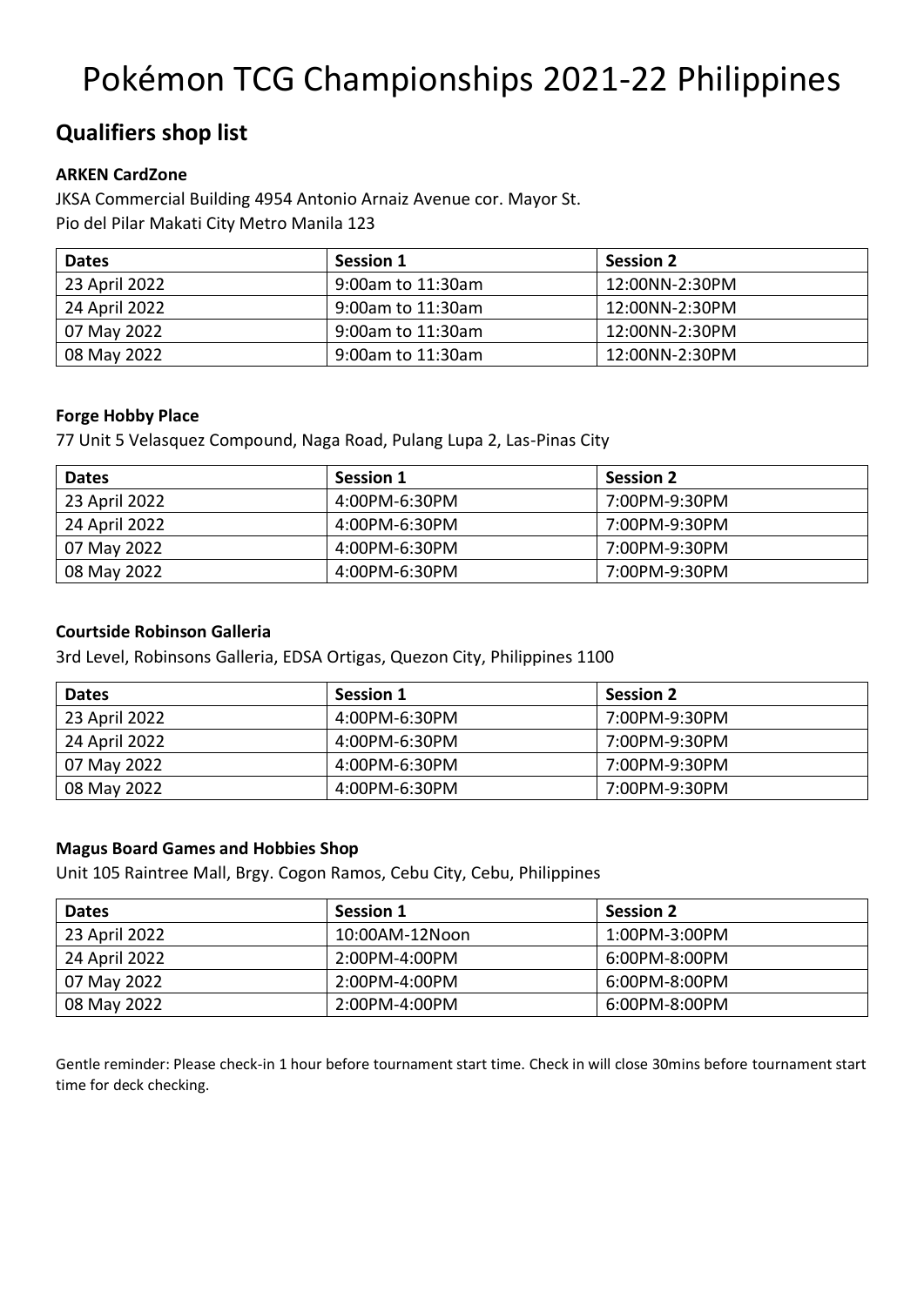# Pokémon TCG Championships 2021-22 Philippines

## Qualifiers shop list

**ARKEN CardZone**

JKSA Commercial Building 4954 Antonio Arnaiz Avenue cor. Mayor St.
Pio del Pilar Makati City Metro Manila 123

| Dates | Session 1 | Session 2 |
|---|---|---|
| 23 April 2022 | 9:00am to 11:30am | 12:00NN-2:30PM |
| 24 April 2022 | 9:00am to 11:30am | 12:00NN-2:30PM |
| 07 May 2022 | 9:00am to 11:30am | 12:00NN-2:30PM |
| 08 May 2022 | 9:00am to 11:30am | 12:00NN-2:30PM |

**Forge Hobby Place**

77 Unit 5 Velasquez Compound, Naga Road, Pulang Lupa 2, Las-Pinas City

| Dates | Session 1 | Session 2 |
|---|---|---|
| 23 April 2022 | 4:00PM-6:30PM | 7:00PM-9:30PM |
| 24 April 2022 | 4:00PM-6:30PM | 7:00PM-9:30PM |
| 07 May 2022 | 4:00PM-6:30PM | 7:00PM-9:30PM |
| 08 May 2022 | 4:00PM-6:30PM | 7:00PM-9:30PM |

**Courtside Robinson Galleria**

3rd Level, Robinsons Galleria, EDSA Ortigas, Quezon City, Philippines 1100

| Dates | Session 1 | Session 2 |
|---|---|---|
| 23 April 2022 | 4:00PM-6:30PM | 7:00PM-9:30PM |
| 24 April 2022 | 4:00PM-6:30PM | 7:00PM-9:30PM |
| 07 May 2022 | 4:00PM-6:30PM | 7:00PM-9:30PM |
| 08 May 2022 | 4:00PM-6:30PM | 7:00PM-9:30PM |

**Magus Board Games and Hobbies Shop**

Unit 105 Raintree Mall, Brgy. Cogon Ramos, Cebu City, Cebu, Philippines

| Dates | Session 1 | Session 2 |
|---|---|---|
| 23 April 2022 | 10:00AM-12Noon | 1:00PM-3:00PM |
| 24 April 2022 | 2:00PM-4:00PM | 6:00PM-8:00PM |
| 07 May 2022 | 2:00PM-4:00PM | 6:00PM-8:00PM |
| 08 May 2022 | 2:00PM-4:00PM | 6:00PM-8:00PM |

Gentle reminder: Please check-in 1 hour before tournament start time. Check in will close 30mins before tournament start time for deck checking.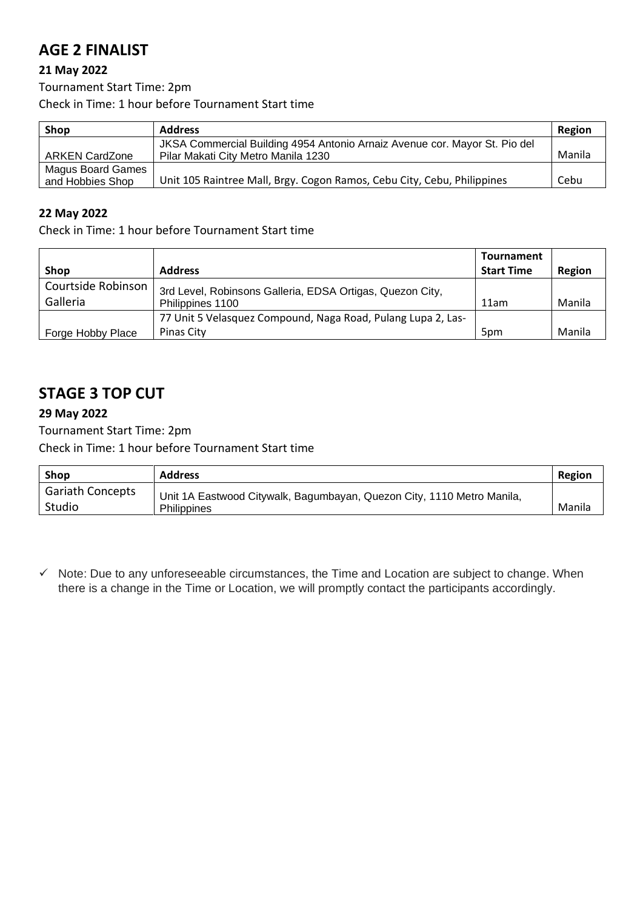## AGE 2 FINALIST

### 21 May 2022

Tournament Start Time: 2pm

Check in Time: 1 hour before Tournament Start time

| Shop | Address | Region |
|---|---|---|
| ARKEN CardZone | JKSA Commercial Building 4954 Antonio Arnaiz Avenue cor. Mayor St. Pio del Pilar Makati City Metro Manila 1230 | Manila |
| Magus Board Games and Hobbies Shop | Unit 105 Raintree Mall, Brgy. Cogon Ramos, Cebu City, Cebu, Philippines | Cebu |

### 22 May 2022

Check in Time: 1 hour before Tournament Start time

| Shop | Address | Tournament Start Time | Region |
|---|---|---|---|
| Courtside Robinson Galleria | 3rd Level, Robinsons Galleria, EDSA Ortigas, Quezon City, Philippines 1100 | 11am | Manila |
| Forge Hobby Place | 77 Unit 5 Velasquez Compound, Naga Road, Pulang Lupa 2, Las-Pinas City | 5pm | Manila |

## STAGE 3 TOP CUT

### 29 May 2022

Tournament Start Time: 2pm

Check in Time: 1 hour before Tournament Start time

| Shop | Address | Region |
|---|---|---|
| Gariath Concepts Studio | Unit 1A Eastwood Citywalk, Bagumbayan, Quezon City, 1110 Metro Manila, Philippines | Manila |

- ✓ Note: Due to any unforeseeable circumstances, the Time and Location are subject to change. When there is a change in the Time or Location, we will promptly contact the participants accordingly.